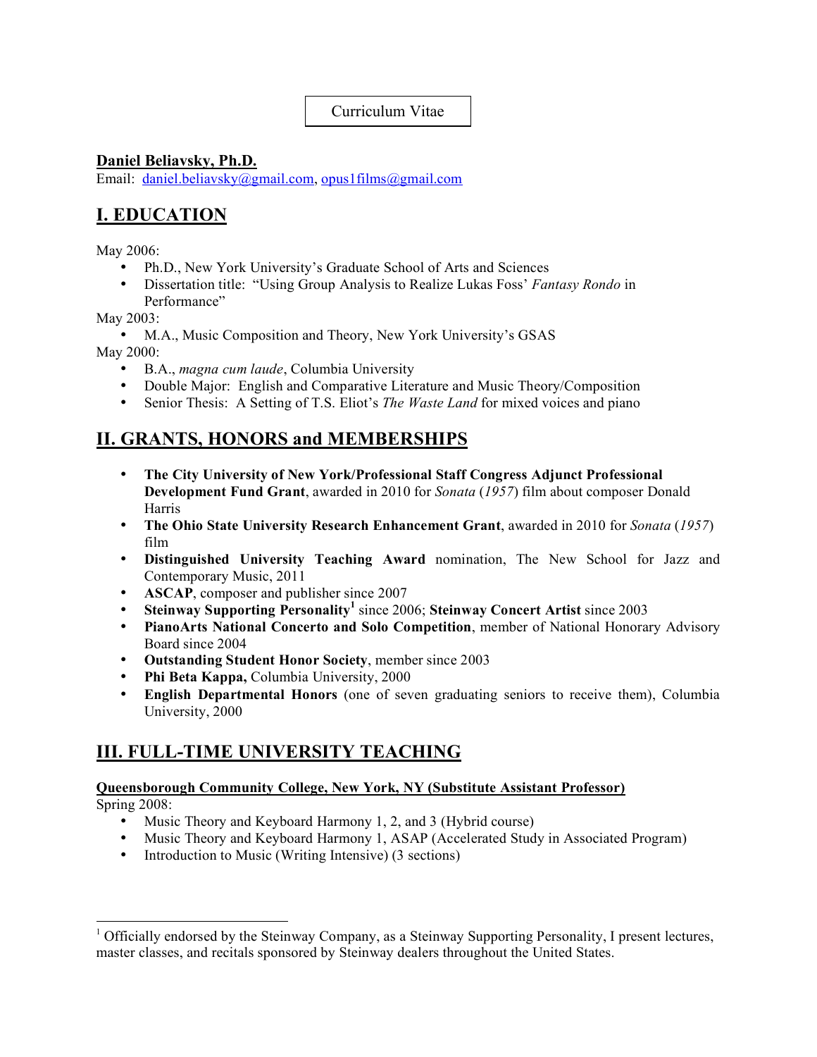Curriculum Vitae

**Daniel Beliavsky, Ph.D.**
Email: daniel.beliavsky@gmail.com, opus1films@gmail.com

# I. EDUCATION

May 2006:

- Ph.D., New York University's Graduate School of Arts and Sciences
- Dissertation title: "Using Group Analysis to Realize Lukas Foss' *Fantasy Rondo* in Performance"

May 2003:

- M.A., Music Composition and Theory, New York University's GSAS

May 2000:

- B.A., *magna cum laude*, Columbia University
- Double Major: English and Comparative Literature and Music Theory/Composition
- Senior Thesis: A Setting of T.S. Eliot's *The Waste Land* for mixed voices and piano

# II. GRANTS, HONORS and MEMBERSHIPS

- **The City University of New York/Professional Staff Congress Adjunct Professional Development Fund Grant**, awarded in 2010 for *Sonata* (*1957*) film about composer Donald Harris
- **The Ohio State University Research Enhancement Grant**, awarded in 2010 for *Sonata* (*1957*) film
- **Distinguished University Teaching Award** nomination, The New School for Jazz and Contemporary Music, 2011
- **ASCAP**, composer and publisher since 2007
- **Steinway Supporting Personality**[1] since 2006; **Steinway Concert Artist** since 2003
- **PianoArts National Concerto and Solo Competition**, member of National Honorary Advisory Board since 2004
- **Outstanding Student Honor Society**, member since 2003
- **Phi Beta Kappa,** Columbia University, 2000
- **English Departmental Honors** (one of seven graduating seniors to receive them), Columbia University, 2000

# III. FULL-TIME UNIVERSITY TEACHING

**Queensborough Community College, New York, NY (Substitute Assistant Professor)**

Spring 2008:

- Music Theory and Keyboard Harmony 1, 2, and 3 (Hybrid course)
- Music Theory and Keyboard Harmony 1, ASAP (Accelerated Study in Associated Program)
- Introduction to Music (Writing Intensive) (3 sections)

[1] Officially endorsed by the Steinway Company, as a Steinway Supporting Personality, I present lectures, master classes, and recitals sponsored by Steinway dealers throughout the United States.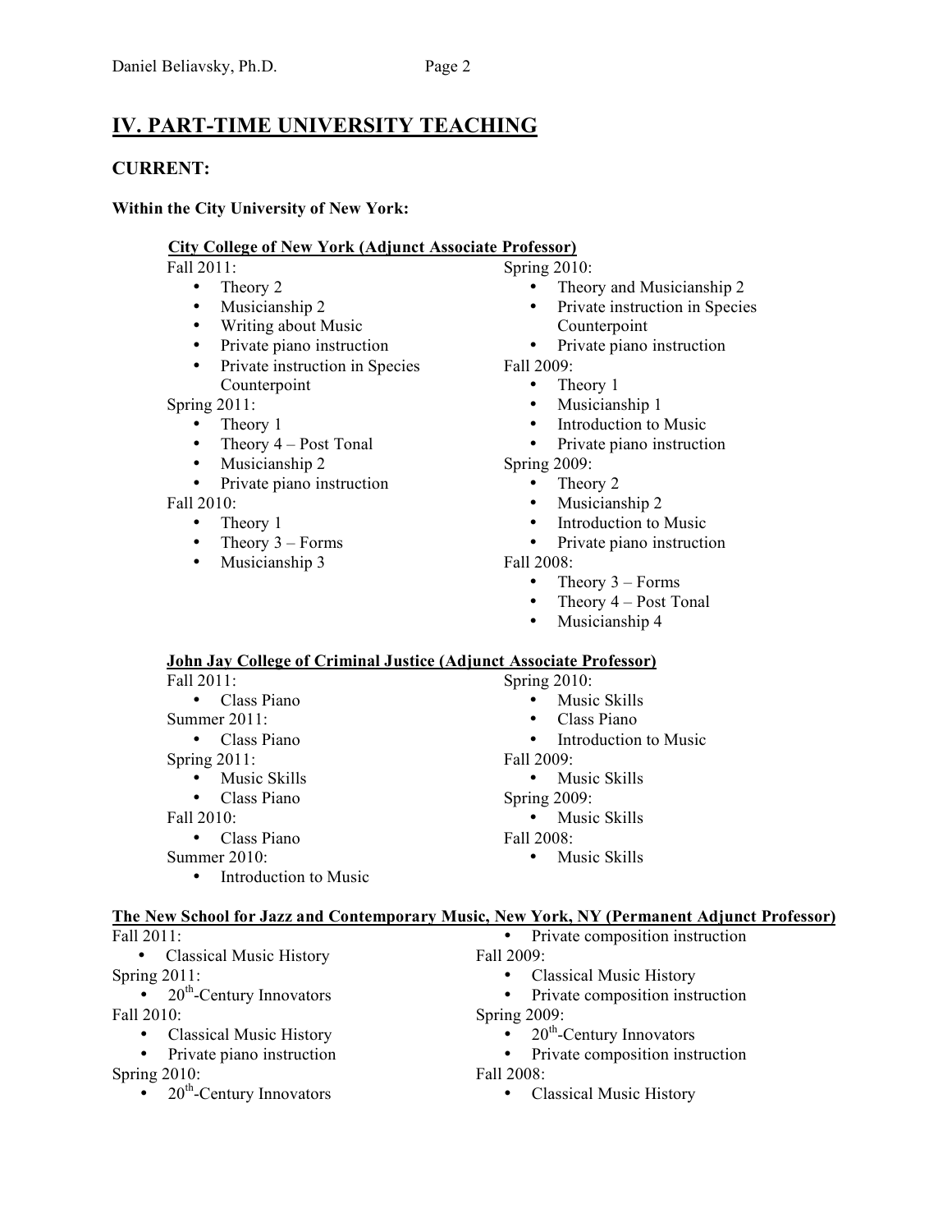## IV. PART-TIME UNIVERSITY TEACHING

### CURRENT:

**Within the City University of New York:**

**City College of New York (Adjunct Associate Professor)**

Fall 2011:
- Theory 2
- Musicianship 2
- Writing about Music
- Private piano instruction
- Private instruction in Species Counterpoint

Spring 2011:
- Theory 1
- Theory 4 – Post Tonal
- Musicianship 2
- Private piano instruction

Fall 2010:
- Theory 1
- Theory 3 – Forms
- Musicianship 3

Spring 2010:
- Theory and Musicianship 2
- Private instruction in Species Counterpoint
- Private piano instruction

Fall 2009:
- Theory 1
- Musicianship 1
- Introduction to Music
- Private piano instruction

Spring 2009:
- Theory 2
- Musicianship 2
- Introduction to Music
- Private piano instruction

Fall 2008:
- Theory 3 – Forms
- Theory 4 – Post Tonal
- Musicianship 4

**John Jay College of Criminal Justice (Adjunct Associate Professor)**

Fall 2011:
- Class Piano

Summer 2011:
- Class Piano

Spring 2011:
- Music Skills
- Class Piano

Fall 2010:
- Class Piano

Summer 2010:
- Introduction to Music

Spring 2010:
- Music Skills
- Class Piano
- Introduction to Music

Fall 2009:
- Music Skills

Spring 2009:
- Music Skills

Fall 2008:
- Music Skills

**The New School for Jazz and Contemporary Music, New York, NY (Permanent Adjunct Professor)**

Fall 2011:
- Classical Music History

Spring 2011:
- 20th-Century Innovators

Fall 2010:
- Classical Music History
- Private piano instruction

Spring 2010:
- 20th-Century Innovators
- Private composition instruction

Fall 2009:
- Classical Music History
- Private composition instruction

Spring 2009:
- 20th-Century Innovators
- Private composition instruction

Fall 2008:
- Classical Music History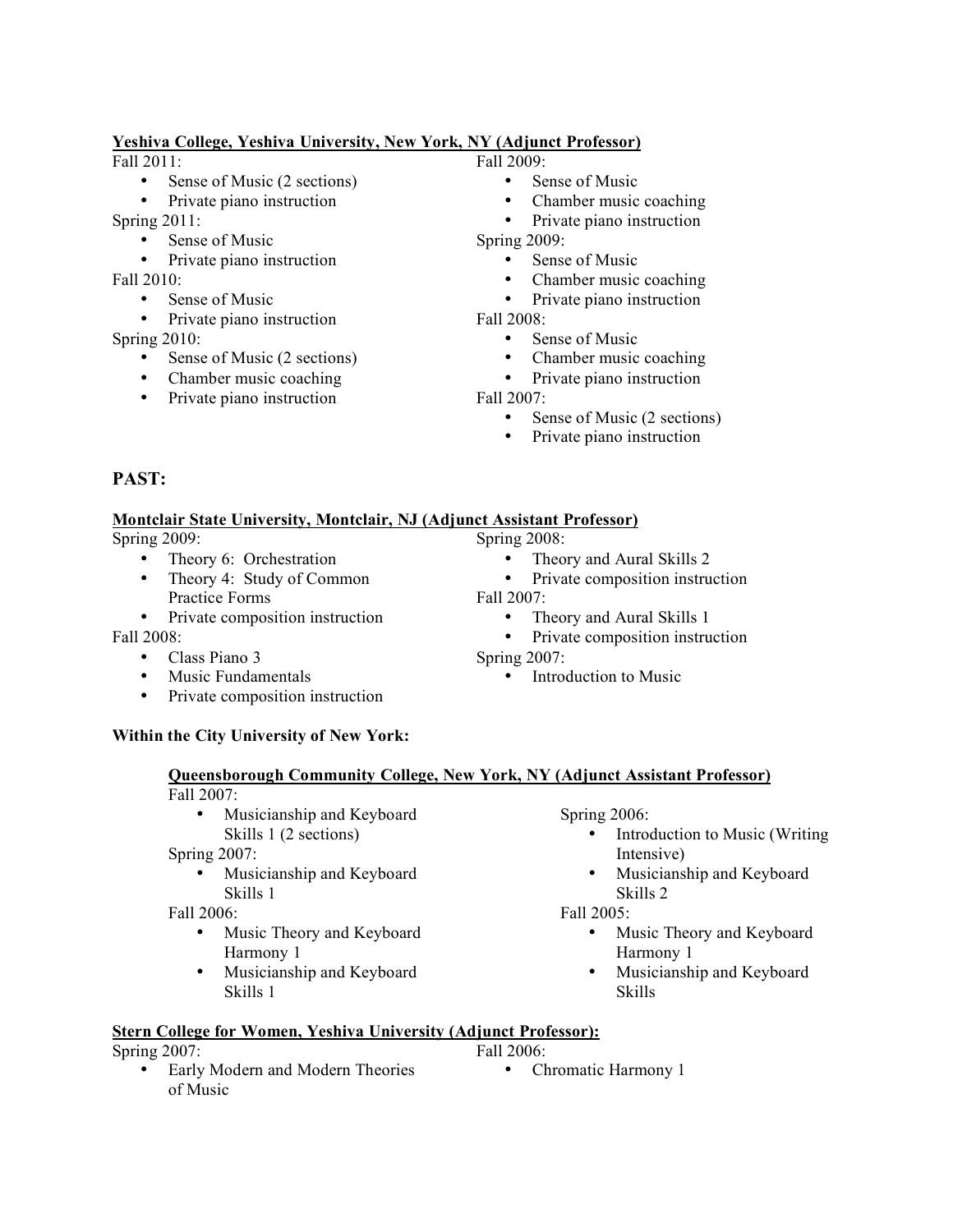**Yeshiva College, Yeshiva University, New York, NY (Adjunct Professor)**

Fall 2011:
- Sense of Music (2 sections)
- Private piano instruction

Spring 2011:
- Sense of Music
- Private piano instruction

Fall 2010:
- Sense of Music
- Private piano instruction

Spring 2010:
- Sense of Music (2 sections)
- Chamber music coaching
- Private piano instruction

Fall 2009:
- Sense of Music
- Chamber music coaching
- Private piano instruction

Spring 2009:
- Sense of Music
- Chamber music coaching
- Private piano instruction

Fall 2008:
- Sense of Music
- Chamber music coaching
- Private piano instruction

Fall 2007:
- Sense of Music (2 sections)
- Private piano instruction

## PAST:

**Montclair State University, Montclair, NJ (Adjunct Assistant Professor)**

Spring 2009:
- Theory 6: Orchestration
- Theory 4: Study of Common Practice Forms
- Private composition instruction

Fall 2008:
- Class Piano 3
- Music Fundamentals
- Private composition instruction

Spring 2008:
- Theory and Aural Skills 2
- Private composition instruction

Fall 2007:
- Theory and Aural Skills 1
- Private composition instruction

Spring 2007:
- Introduction to Music

**Within the City University of New York:**

**Queensborough Community College, New York, NY (Adjunct Assistant Professor)**

Fall 2007:
- Musicianship and Keyboard Skills 1 (2 sections)

Spring 2007:
- Musicianship and Keyboard Skills 1

Fall 2006:
- Music Theory and Keyboard Harmony 1
- Musicianship and Keyboard Skills 1

Spring 2006:
- Introduction to Music (Writing Intensive)
- Musicianship and Keyboard Skills 2

Fall 2005:
- Music Theory and Keyboard Harmony 1
- Musicianship and Keyboard Skills

**Stern College for Women, Yeshiva University (Adjunct Professor):**

Spring 2007:
- Early Modern and Modern Theories of Music

Fall 2006:
- Chromatic Harmony 1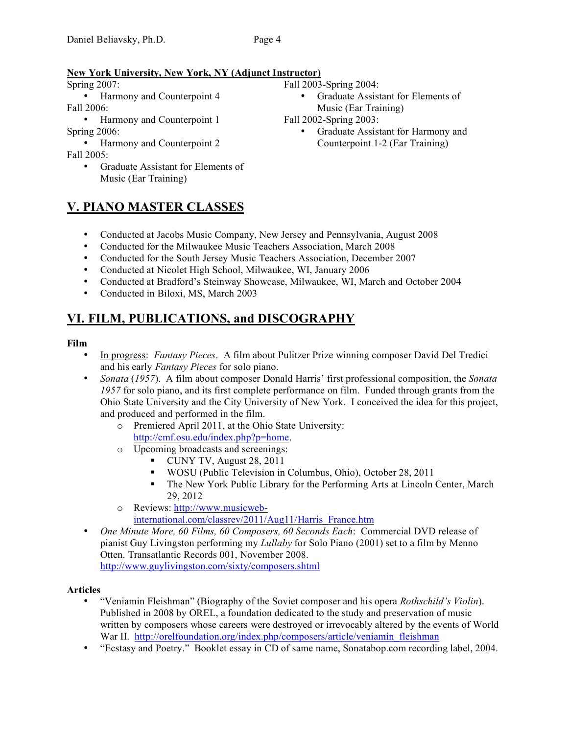**New York University, New York, NY (Adjunct Instructor)**

Spring 2007:

- Harmony and Counterpoint 4

Fall 2006:

- Harmony and Counterpoint 1

Spring 2006:

- Harmony and Counterpoint 2

Fall 2005:

- Graduate Assistant for Elements of Music (Ear Training)

Fall 2003-Spring 2004:

- Graduate Assistant for Elements of Music (Ear Training)

Fall 2002-Spring 2003:

- Graduate Assistant for Harmony and Counterpoint 1-2 (Ear Training)

## V. PIANO MASTER CLASSES

- Conducted at Jacobs Music Company, New Jersey and Pennsylvania, August 2008
- Conducted for the Milwaukee Music Teachers Association, March 2008
- Conducted for the South Jersey Music Teachers Association, December 2007
- Conducted at Nicolet High School, Milwaukee, WI, January 2006
- Conducted at Bradford's Steinway Showcase, Milwaukee, WI, March and October 2004
- Conducted in Biloxi, MS, March 2003

## VI. FILM, PUBLICATIONS, and DISCOGRAPHY

**Film**

- In progress: *Fantasy Pieces*. A film about Pulitzer Prize winning composer David Del Tredici and his early *Fantasy Pieces* for solo piano.
- *Sonata* (*1957*). A film about composer Donald Harris' first professional composition, the *Sonata 1957* for solo piano, and its first complete performance on film. Funded through grants from the Ohio State University and the City University of New York. I conceived the idea for this project, and produced and performed in the film.
  - Premiered April 2011, at the Ohio State University: http://cmf.osu.edu/index.php?p=home.
  - Upcoming broadcasts and screenings:
    - CUNY TV, August 28, 2011
    - WOSU (Public Television in Columbus, Ohio), October 28, 2011
    - The New York Public Library for the Performing Arts at Lincoln Center, March 29, 2012
  - Reviews: http://www.musicweb-international.com/classrev/2011/Aug11/Harris_France.htm
- *One Minute More, 60 Films, 60 Composers, 60 Seconds Each*: Commercial DVD release of pianist Guy Livingston performing my *Lullaby* for Solo Piano (2001) set to a film by Menno Otten. Transatlantic Records 001, November 2008. http://www.guylivingston.com/sixty/composers.shtml

**Articles**

- "Veniamin Fleishman" (Biography of the Soviet composer and his opera *Rothschild's Violin*). Published in 2008 by OREL, a foundation dedicated to the study and preservation of music written by composers whose careers were destroyed or irrevocably altered by the events of World War II. http://orelfoundation.org/index.php/composers/article/veniamin_fleishman
- "Ecstasy and Poetry." Booklet essay in CD of same name, Sonatabop.com recording label, 2004.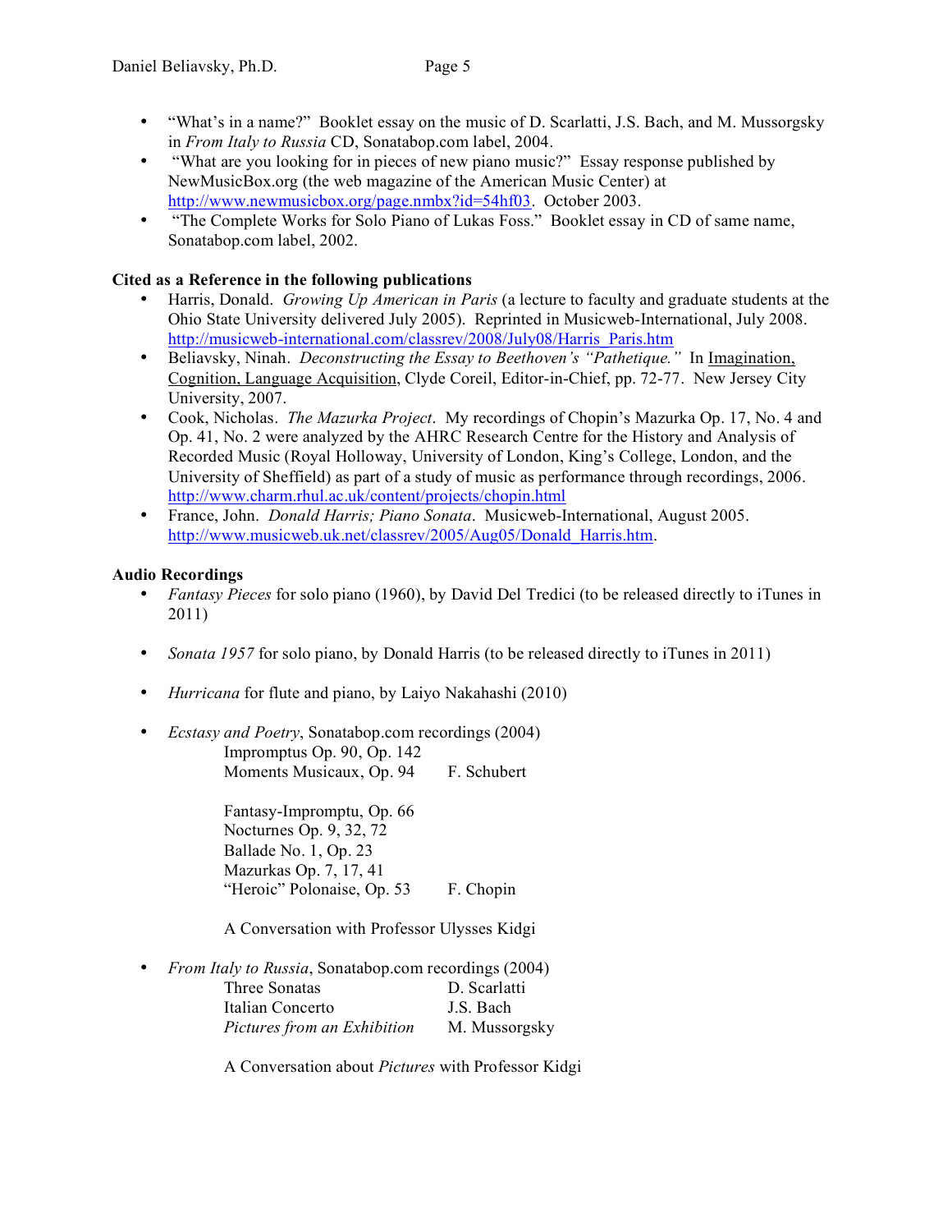- "What's in a name?" Booklet essay on the music of D. Scarlatti, J.S. Bach, and M. Mussorgsky in *From Italy to Russia* CD, Sonatabop.com label, 2004.
- "What are you looking for in pieces of new piano music?" Essay response published by NewMusicBox.org (the web magazine of the American Music Center) at http://www.newmusicbox.org/page.nmbx?id=54hf03. October 2003.
- "The Complete Works for Solo Piano of Lukas Foss." Booklet essay in CD of same name, Sonatabop.com label, 2002.

**Cited as a Reference in the following publications**

- Harris, Donald. *Growing Up American in Paris* (a lecture to faculty and graduate students at the Ohio State University delivered July 2005). Reprinted in Musicweb-International, July 2008. http://musicweb-international.com/classrev/2008/July08/Harris_Paris.htm
- Beliavsky, Ninah. *Deconstructing the Essay to Beethoven's "Pathetique."* In Imagination, Cognition, Language Acquisition, Clyde Coreil, Editor-in-Chief, pp. 72-77. New Jersey City University, 2007.
- Cook, Nicholas. *The Mazurka Project*. My recordings of Chopin's Mazurka Op. 17, No. 4 and Op. 41, No. 2 were analyzed by the AHRC Research Centre for the History and Analysis of Recorded Music (Royal Holloway, University of London, King's College, London, and the University of Sheffield) as part of a study of music as performance through recordings, 2006. http://www.charm.rhul.ac.uk/content/projects/chopin.html
- France, John. *Donald Harris; Piano Sonata*. Musicweb-International, August 2005. http://www.musicweb.uk.net/classrev/2005/Aug05/Donald_Harris.htm.

**Audio Recordings**

- *Fantasy Pieces* for solo piano (1960), by David Del Tredici (to be released directly to iTunes in 2011)

- *Sonata 1957* for solo piano, by Donald Harris (to be released directly to iTunes in 2011)

- *Hurricana* for flute and piano, by Laiyo Nakahashi (2010)

- *Ecstasy and Poetry*, Sonatabop.com recordings (2004)

  Impromptus Op. 90, Op. 142
  Moments Musicaux, Op. 94 — F. Schubert

  Fantasy-Impromptu, Op. 66
  Nocturnes Op. 9, 32, 72
  Ballade No. 1, Op. 23
  Mazurkas Op. 7, 17, 41
  "Heroic" Polonaise, Op. 53 — F. Chopin

  A Conversation with Professor Ulysses Kidgi

- *From Italy to Russia*, Sonatabop.com recordings (2004)

  Three Sonatas — D. Scarlatti
  Italian Concerto — J.S. Bach
  *Pictures from an Exhibition* — M. Mussorgsky

  A Conversation about *Pictures* with Professor Kidgi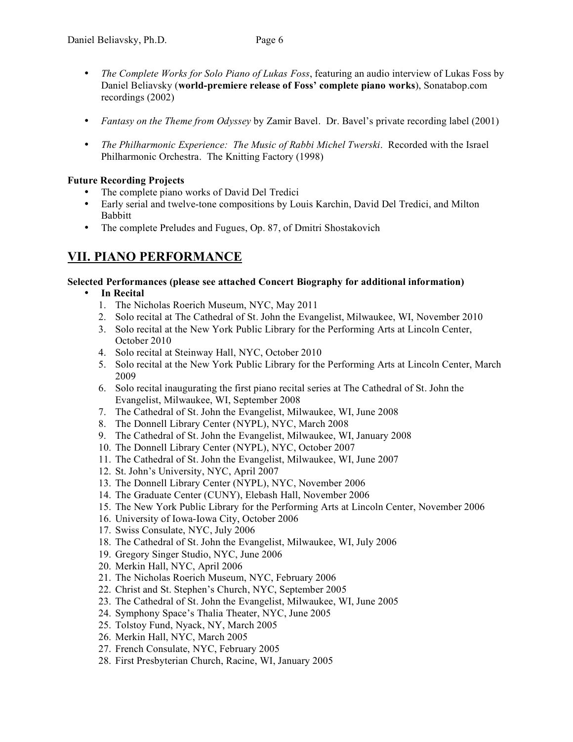- *The Complete Works for Solo Piano of Lukas Foss*, featuring an audio interview of Lukas Foss by Daniel Beliavsky (**world-premiere release of Foss' complete piano works**), Sonatabop.com recordings (2002)

- *Fantasy on the Theme from Odyssey* by Zamir Bavel. Dr. Bavel's private recording label (2001)

- *The Philharmonic Experience: The Music of Rabbi Michel Twerski*. Recorded with the Israel Philharmonic Orchestra. The Knitting Factory (1998)

**Future Recording Projects**

- The complete piano works of David Del Tredici
- Early serial and twelve-tone compositions by Louis Karchin, David Del Tredici, and Milton Babbitt
- The complete Preludes and Fugues, Op. 87, of Dmitri Shostakovich

## VII. PIANO PERFORMANCE

**Selected Performances (please see attached Concert Biography for additional information)**

- **In Recital**
  1. The Nicholas Roerich Museum, NYC, May 2011
  2. Solo recital at The Cathedral of St. John the Evangelist, Milwaukee, WI, November 2010
  3. Solo recital at the New York Public Library for the Performing Arts at Lincoln Center, October 2010
  4. Solo recital at Steinway Hall, NYC, October 2010
  5. Solo recital at the New York Public Library for the Performing Arts at Lincoln Center, March 2009
  6. Solo recital inaugurating the first piano recital series at The Cathedral of St. John the Evangelist, Milwaukee, WI, September 2008
  7. The Cathedral of St. John the Evangelist, Milwaukee, WI, June 2008
  8. The Donnell Library Center (NYPL), NYC, March 2008
  9. The Cathedral of St. John the Evangelist, Milwaukee, WI, January 2008
  10. The Donnell Library Center (NYPL), NYC, October 2007
  11. The Cathedral of St. John the Evangelist, Milwaukee, WI, June 2007
  12. St. John's University, NYC, April 2007
  13. The Donnell Library Center (NYPL), NYC, November 2006
  14. The Graduate Center (CUNY), Elebash Hall, November 2006
  15. The New York Public Library for the Performing Arts at Lincoln Center, November 2006
  16. University of Iowa-Iowa City, October 2006
  17. Swiss Consulate, NYC, July 2006
  18. The Cathedral of St. John the Evangelist, Milwaukee, WI, July 2006
  19. Gregory Singer Studio, NYC, June 2006
  20. Merkin Hall, NYC, April 2006
  21. The Nicholas Roerich Museum, NYC, February 2006
  22. Christ and St. Stephen's Church, NYC, September 2005
  23. The Cathedral of St. John the Evangelist, Milwaukee, WI, June 2005
  24. Symphony Space's Thalia Theater, NYC, June 2005
  25. Tolstoy Fund, Nyack, NY, March 2005
  26. Merkin Hall, NYC, March 2005
  27. French Consulate, NYC, February 2005
  28. First Presbyterian Church, Racine, WI, January 2005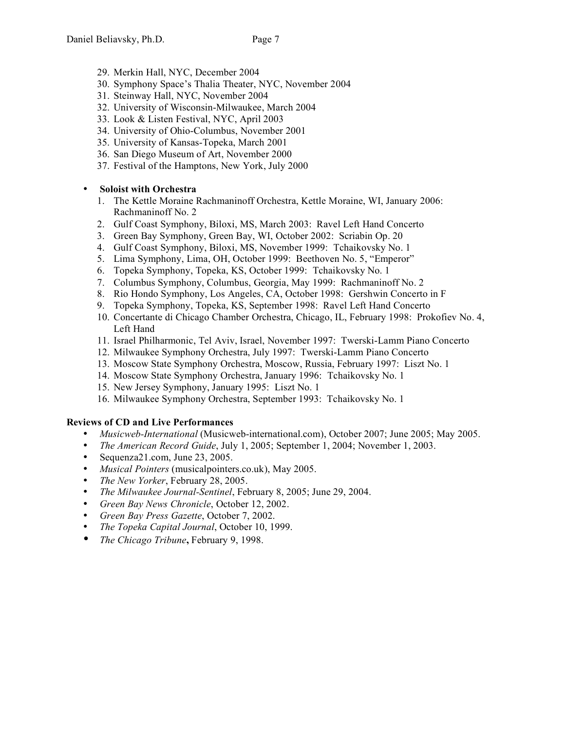29. Merkin Hall, NYC, December 2004
30. Symphony Space's Thalia Theater, NYC, November 2004
31. Steinway Hall, NYC, November 2004
32. University of Wisconsin-Milwaukee, March 2004
33. Look & Listen Festival, NYC, April 2003
34. University of Ohio-Columbus, November 2001
35. University of Kansas-Topeka, March 2001
36. San Diego Museum of Art, November 2000
37. Festival of the Hamptons, New York, July 2000

- **Soloist with Orchestra**
  1. The Kettle Moraine Rachmaninoff Orchestra, Kettle Moraine, WI, January 2006: Rachmaninoff No. 2
  2. Gulf Coast Symphony, Biloxi, MS, March 2003: Ravel Left Hand Concerto
  3. Green Bay Symphony, Green Bay, WI, October 2002: Scriabin Op. 20
  4. Gulf Coast Symphony, Biloxi, MS, November 1999: Tchaikovsky No. 1
  5. Lima Symphony, Lima, OH, October 1999: Beethoven No. 5, "Emperor"
  6. Topeka Symphony, Topeka, KS, October 1999: Tchaikovsky No. 1
  7. Columbus Symphony, Columbus, Georgia, May 1999: Rachmaninoff No. 2
  8. Rio Hondo Symphony, Los Angeles, CA, October 1998: Gershwin Concerto in F
  9. Topeka Symphony, Topeka, KS, September 1998: Ravel Left Hand Concerto
  10. Concertante di Chicago Chamber Orchestra, Chicago, IL, February 1998: Prokofiev No. 4, Left Hand
  11. Israel Philharmonic, Tel Aviv, Israel, November 1997: Twerski-Lamm Piano Concerto
  12. Milwaukee Symphony Orchestra, July 1997: Twerski-Lamm Piano Concerto
  13. Moscow State Symphony Orchestra, Moscow, Russia, February 1997: Liszt No. 1
  14. Moscow State Symphony Orchestra, January 1996: Tchaikovsky No. 1
  15. New Jersey Symphony, January 1995: Liszt No. 1
  16. Milwaukee Symphony Orchestra, September 1993: Tchaikovsky No. 1

**Reviews of CD and Live Performances**

- *Musicweb-International* (Musicweb-international.com), October 2007; June 2005; May 2005.
- *The American Record Guide*, July 1, 2005; September 1, 2004; November 1, 2003.
- Sequenza21.com, June 23, 2005.
- *Musical Pointers* (musicalpointers.co.uk), May 2005.
- *The New Yorker*, February 28, 2005.
- *The Milwaukee Journal-Sentinel*, February 8, 2005; June 29, 2004.
- *Green Bay News Chronicle*, October 12, 2002.
- *Green Bay Press Gazette*, October 7, 2002.
- *The Topeka Capital Journal*, October 10, 1999.
- *The Chicago Tribune*, February 9, 1998.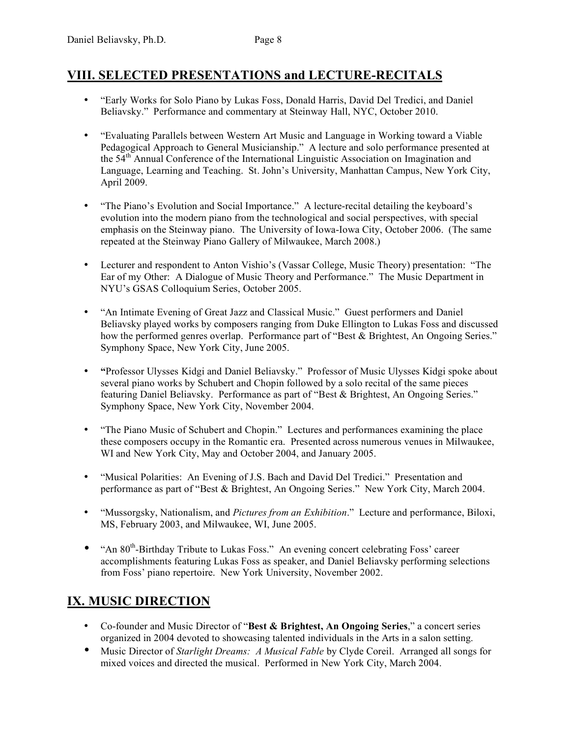## VIII. SELECTED PRESENTATIONS and LECTURE-RECITALS

- "Early Works for Solo Piano by Lukas Foss, Donald Harris, David Del Tredici, and Daniel Beliavsky." Performance and commentary at Steinway Hall, NYC, October 2010.

- "Evaluating Parallels between Western Art Music and Language in Working toward a Viable Pedagogical Approach to General Musicianship." A lecture and solo performance presented at the 54th Annual Conference of the International Linguistic Association on Imagination and Language, Learning and Teaching. St. John's University, Manhattan Campus, New York City, April 2009.

- "The Piano's Evolution and Social Importance." A lecture-recital detailing the keyboard's evolution into the modern piano from the technological and social perspectives, with special emphasis on the Steinway piano. The University of Iowa-Iowa City, October 2006. (The same repeated at the Steinway Piano Gallery of Milwaukee, March 2008.)

- Lecturer and respondent to Anton Vishio's (Vassar College, Music Theory) presentation: "The Ear of my Other: A Dialogue of Music Theory and Performance." The Music Department in NYU's GSAS Colloquium Series, October 2005.

- "An Intimate Evening of Great Jazz and Classical Music." Guest performers and Daniel Beliavsky played works by composers ranging from Duke Ellington to Lukas Foss and discussed how the performed genres overlap. Performance part of "Best & Brightest, An Ongoing Series." Symphony Space, New York City, June 2005.

- **"**Professor Ulysses Kidgi and Daniel Beliavsky." Professor of Music Ulysses Kidgi spoke about several piano works by Schubert and Chopin followed by a solo recital of the same pieces featuring Daniel Beliavsky. Performance as part of "Best & Brightest, An Ongoing Series." Symphony Space, New York City, November 2004.

- "The Piano Music of Schubert and Chopin." Lectures and performances examining the place these composers occupy in the Romantic era. Presented across numerous venues in Milwaukee, WI and New York City, May and October 2004, and January 2005.

- "Musical Polarities: An Evening of J.S. Bach and David Del Tredici." Presentation and performance as part of "Best & Brightest, An Ongoing Series." New York City, March 2004.

- "Mussorgsky, Nationalism, and *Pictures from an Exhibition*." Lecture and performance, Biloxi, MS, February 2003, and Milwaukee, WI, June 2005.

- "An 80th-Birthday Tribute to Lukas Foss." An evening concert celebrating Foss' career accomplishments featuring Lukas Foss as speaker, and Daniel Beliavsky performing selections from Foss' piano repertoire. New York University, November 2002.

## IX. MUSIC DIRECTION

- Co-founder and Music Director of "**Best & Brightest, An Ongoing Series**," a concert series organized in 2004 devoted to showcasing talented individuals in the Arts in a salon setting.
- Music Director of *Starlight Dreams: A Musical Fable* by Clyde Coreil. Arranged all songs for mixed voices and directed the musical. Performed in New York City, March 2004.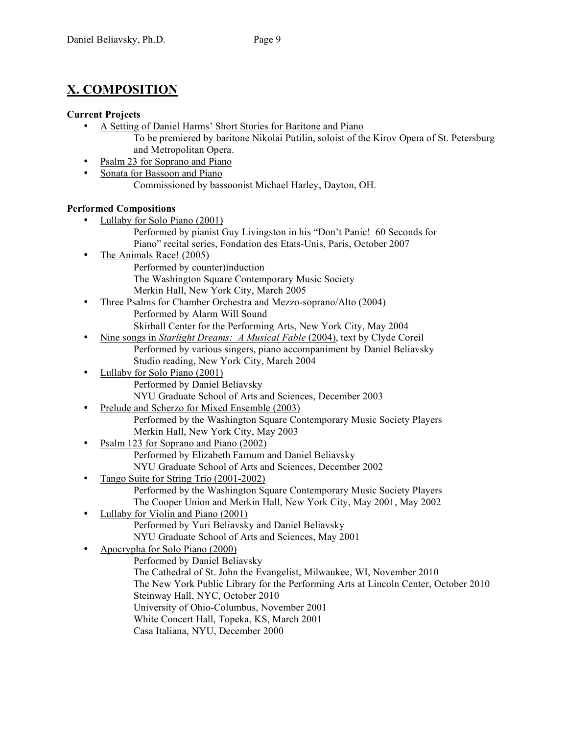## X. COMPOSITION

**Current Projects**

- A Setting of Daniel Harms' Short Stories for Baritone and Piano
  To be premiered by baritone Nikolai Putilin, soloist of the Kirov Opera of St. Petersburg and Metropolitan Opera.
- Psalm 23 for Soprano and Piano
- Sonata for Bassoon and Piano
  Commissioned by bassoonist Michael Harley, Dayton, OH.

**Performed Compositions**

- Lullaby for Solo Piano (2001)
  Performed by pianist Guy Livingston in his "Don't Panic! 60 Seconds for Piano" recital series, Fondation des Etats-Unis, Paris, October 2007
- The Animals Race! (2005)
  Performed by counter)induction
  The Washington Square Contemporary Music Society
  Merkin Hall, New York City, March 2005
- Three Psalms for Chamber Orchestra and Mezzo-soprano/Alto (2004)
  Performed by Alarm Will Sound
  Skirball Center for the Performing Arts, New York City, May 2004
- Nine songs in *Starlight Dreams: A Musical Fable* (2004), text by Clyde Coreil
  Performed by various singers, piano accompaniment by Daniel Beliavsky
  Studio reading, New York City, March 2004
- Lullaby for Solo Piano (2001)
  Performed by Daniel Beliavsky
  NYU Graduate School of Arts and Sciences, December 2003
- Prelude and Scherzo for Mixed Ensemble (2003)
  Performed by the Washington Square Contemporary Music Society Players
  Merkin Hall, New York City, May 2003
- Psalm 123 for Soprano and Piano (2002)
  Performed by Elizabeth Farnum and Daniel Beliavsky
  NYU Graduate School of Arts and Sciences, December 2002
- Tango Suite for String Trio (2001-2002)
  Performed by the Washington Square Contemporary Music Society Players
  The Cooper Union and Merkin Hall, New York City, May 2001, May 2002
- Lullaby for Violin and Piano (2001)
  Performed by Yuri Beliavsky and Daniel Beliavsky
  NYU Graduate School of Arts and Sciences, May 2001
- Apocrypha for Solo Piano (2000)
  Performed by Daniel Beliavsky
  The Cathedral of St. John the Evangelist, Milwaukee, WI, November 2010
  The New York Public Library for the Performing Arts at Lincoln Center, October 2010
  Steinway Hall, NYC, October 2010
  University of Ohio-Columbus, November 2001
  White Concert Hall, Topeka, KS, March 2001
  Casa Italiana, NYU, December 2000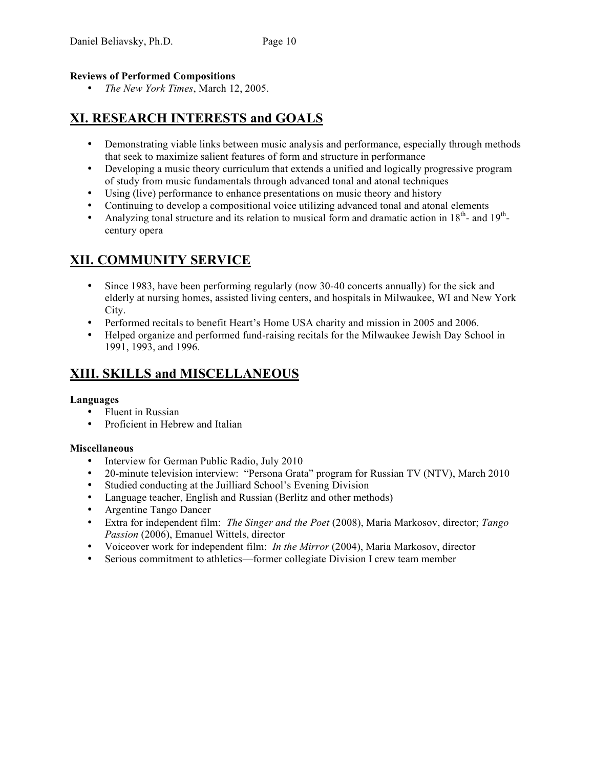**Reviews of Performed Compositions**

- *The New York Times*, March 12, 2005.

## XI. RESEARCH INTERESTS and GOALS

- Demonstrating viable links between music analysis and performance, especially through methods that seek to maximize salient features of form and structure in performance
- Developing a music theory curriculum that extends a unified and logically progressive program of study from music fundamentals through advanced tonal and atonal techniques
- Using (live) performance to enhance presentations on music theory and history
- Continuing to develop a compositional voice utilizing advanced tonal and atonal elements
- Analyzing tonal structure and its relation to musical form and dramatic action in 18th- and 19th-century opera

## XII. COMMUNITY SERVICE

- Since 1983, have been performing regularly (now 30-40 concerts annually) for the sick and elderly at nursing homes, assisted living centers, and hospitals in Milwaukee, WI and New York City.
- Performed recitals to benefit Heart's Home USA charity and mission in 2005 and 2006.
- Helped organize and performed fund-raising recitals for the Milwaukee Jewish Day School in 1991, 1993, and 1996.

## XIII. SKILLS and MISCELLANEOUS

**Languages**

- Fluent in Russian
- Proficient in Hebrew and Italian

**Miscellaneous**

- Interview for German Public Radio, July 2010
- 20-minute television interview: "Persona Grata" program for Russian TV (NTV), March 2010
- Studied conducting at the Juilliard School's Evening Division
- Language teacher, English and Russian (Berlitz and other methods)
- Argentine Tango Dancer
- Extra for independent film: *The Singer and the Poet* (2008), Maria Markosov, director; *Tango Passion* (2006), Emanuel Wittels, director
- Voiceover work for independent film: *In the Mirror* (2004), Maria Markosov, director
- Serious commitment to athletics—former collegiate Division I crew team member